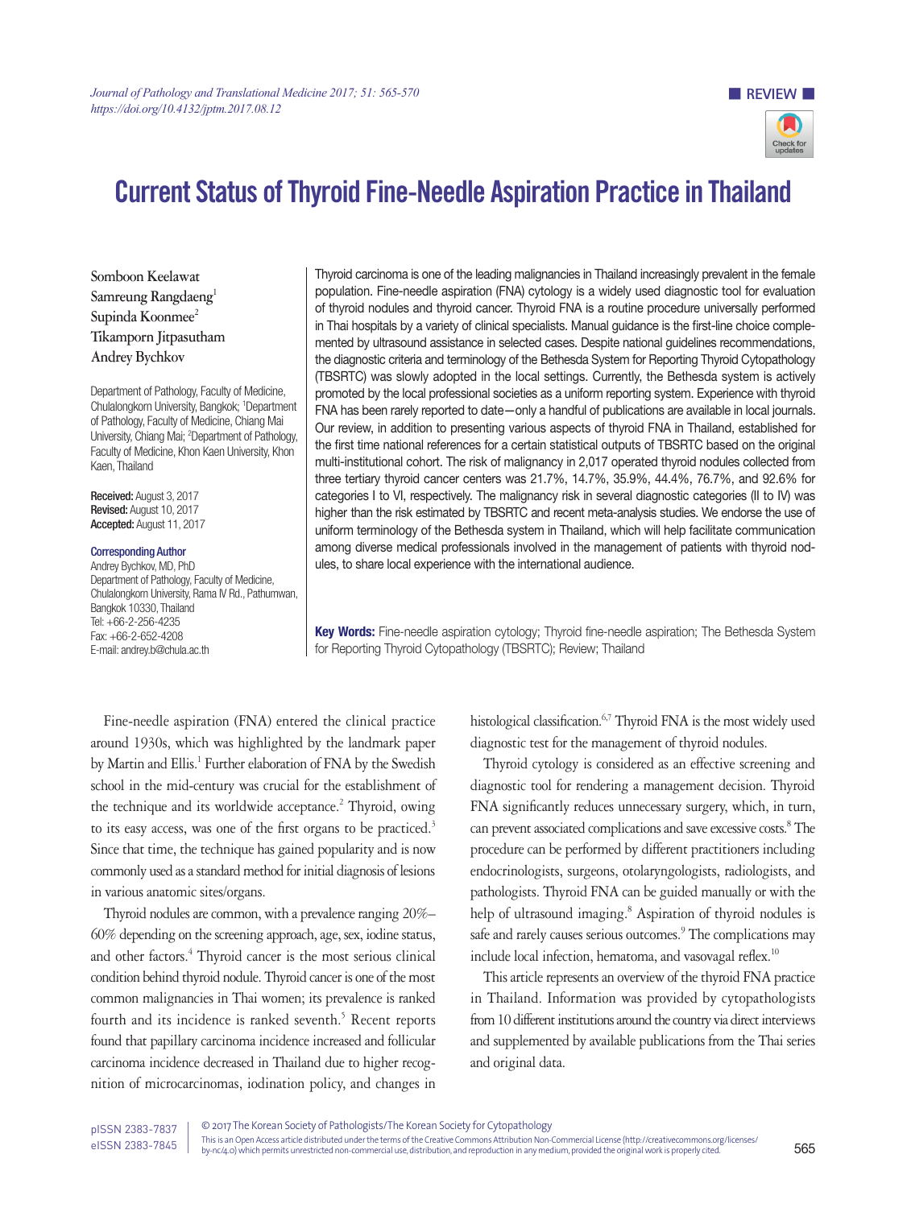REVIEW

# Current Status of Thyroid Fine-Needle Aspiration Practice in Thailand

Somboon Keelawat
Samreung Rangdaeng[1]
Supinda Koonmee[2]
Tikamporn Jitpasutham
Andrey Bychkov

Department of Pathology, Faculty of Medicine, Chulalongkorn University, Bangkok; [1]Department of Pathology, Faculty of Medicine, Chiang Mai University, Chiang Mai; [2]Department of Pathology, Faculty of Medicine, Khon Kaen University, Khon Kaen, Thailand

**Received:** August 3, 2017
**Revised:** August 10, 2017
**Accepted:** August 11, 2017

**Corresponding Author**
Andrey Bychkov, MD, PhD
Department of Pathology, Faculty of Medicine, Chulalongkorn University, Rama IV Rd., Pathumwan, Bangkok 10330, Thailand
Tel: +66-2-256-4235
Fax: +66-2-652-4208
E-mail: andrey.b@chula.ac.th

Thyroid carcinoma is one of the leading malignancies in Thailand increasingly prevalent in the female population. Fine-needle aspiration (FNA) cytology is a widely used diagnostic tool for evaluation of thyroid nodules and thyroid cancer. Thyroid FNA is a routine procedure universally performed in Thai hospitals by a variety of clinical specialists. Manual guidance is the first-line choice complemented by ultrasound assistance in selected cases. Despite national guidelines recommendations, the diagnostic criteria and terminology of the Bethesda System for Reporting Thyroid Cytopathology (TBSRTC) was slowly adopted in the local settings. Currently, the Bethesda system is actively promoted by the local professional societies as a uniform reporting system. Experience with thyroid FNA has been rarely reported to date—only a handful of publications are available in local journals. Our review, in addition to presenting various aspects of thyroid FNA in Thailand, established for the first time national references for a certain statistical outputs of TBSRTC based on the original multi-institutional cohort. The risk of malignancy in 2,017 operated thyroid nodules collected from three tertiary thyroid cancer centers was 21.7%, 14.7%, 35.9%, 44.4%, 76.7%, and 92.6% for categories I to VI, respectively. The malignancy risk in several diagnostic categories (II to IV) was higher than the risk estimated by TBSRTC and recent meta-analysis studies. We endorse the use of uniform terminology of the Bethesda system in Thailand, which will help facilitate communication among diverse medical professionals involved in the management of patients with thyroid nodules, to share local experience with the international audience.

**Key Words:** Fine-needle aspiration cytology; Thyroid fine-needle aspiration; The Bethesda System for Reporting Thyroid Cytopathology (TBSRTC); Review; Thailand

Fine-needle aspiration (FNA) entered the clinical practice around 1930s, which was highlighted by the landmark paper by Martin and Ellis.[1] Further elaboration of FNA by the Swedish school in the mid-century was crucial for the establishment of the technique and its worldwide acceptance.[2] Thyroid, owing to its easy access, was one of the first organs to be practiced.[3] Since that time, the technique has gained popularity and is now commonly used as a standard method for initial diagnosis of lesions in various anatomic sites/organs.

Thyroid nodules are common, with a prevalence ranging 20%–60% depending on the screening approach, age, sex, iodine status, and other factors.[4] Thyroid cancer is the most serious clinical condition behind thyroid nodule. Thyroid cancer is one of the most common malignancies in Thai women; its prevalence is ranked fourth and its incidence is ranked seventh.[5] Recent reports found that papillary carcinoma incidence increased and follicular carcinoma incidence decreased in Thailand due to higher recognition of microcarcinomas, iodination policy, and changes in histological classification.[6,7] Thyroid FNA is the most widely used diagnostic test for the management of thyroid nodules.

Thyroid cytology is considered as an effective screening and diagnostic tool for rendering a management decision. Thyroid FNA significantly reduces unnecessary surgery, which, in turn, can prevent associated complications and save excessive costs.[8] The procedure can be performed by different practitioners including endocrinologists, surgeons, otolaryngologists, radiologists, and pathologists. Thyroid FNA can be guided manually or with the help of ultrasound imaging.[8] Aspiration of thyroid nodules is safe and rarely causes serious outcomes.[9] The complications may include local infection, hematoma, and vasovagal reflex.[10]

This article represents an overview of the thyroid FNA practice in Thailand. Information was provided by cytopathologists from 10 different institutions around the country via direct interviews and supplemented by available publications from the Thai series and original data.

© 2017 The Korean Society of Pathologists/The Korean Society for Cytopathology
This is an Open Access article distributed under the terms of the Creative Commons Attribution Non-Commercial License (http://creativecommons.org/licenses/by-nc/4.0) which permits unrestricted non-commercial use, distribution, and reproduction in any medium, provided the original work is properly cited.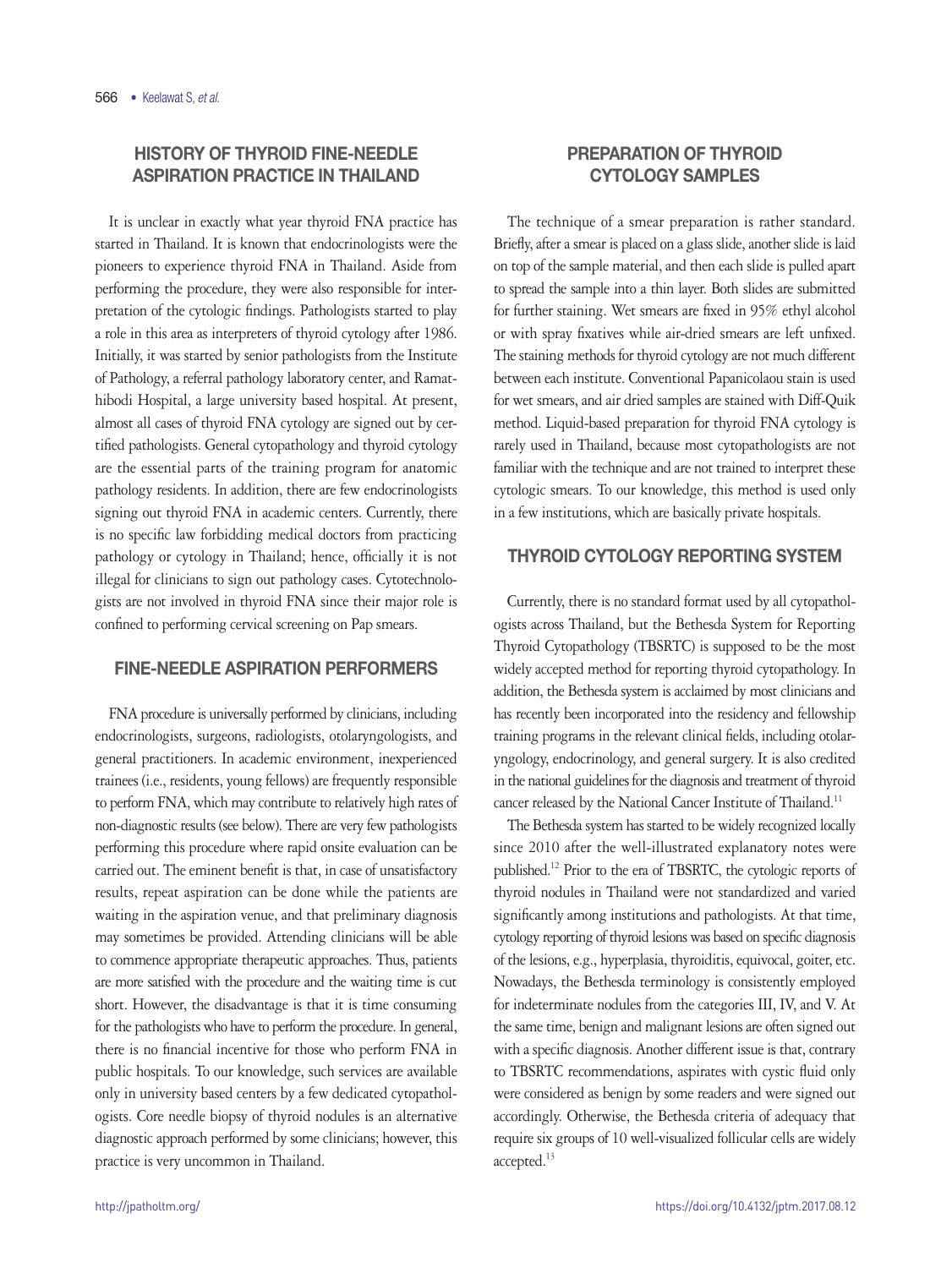## HISTORY OF THYROID FINE-NEEDLE ASPIRATION PRACTICE IN THAILAND

It is unclear in exactly what year thyroid FNA practice has started in Thailand. It is known that endocrinologists were the pioneers to experience thyroid FNA in Thailand. Aside from performing the procedure, they were also responsible for interpretation of the cytologic findings. Pathologists started to play a role in this area as interpreters of thyroid cytology after 1986. Initially, it was started by senior pathologists from the Institute of Pathology, a referral pathology laboratory center, and Ramathibodi Hospital, a large university based hospital. At present, almost all cases of thyroid FNA cytology are signed out by certified pathologists. General cytopathology and thyroid cytology are the essential parts of the training program for anatomic pathology residents. In addition, there are few endocrinologists signing out thyroid FNA in academic centers. Currently, there is no specific law forbidding medical doctors from practicing pathology or cytology in Thailand; hence, officially it is not illegal for clinicians to sign out pathology cases. Cytotechnologists are not involved in thyroid FNA since their major role is confined to performing cervical screening on Pap smears.

## FINE-NEEDLE ASPIRATION PERFORMERS

FNA procedure is universally performed by clinicians, including endocrinologists, surgeons, radiologists, otolaryngologists, and general practitioners. In academic environment, inexperienced trainees (i.e., residents, young fellows) are frequently responsible to perform FNA, which may contribute to relatively high rates of non-diagnostic results (see below). There are very few pathologists performing this procedure where rapid onsite evaluation can be carried out. The eminent benefit is that, in case of unsatisfactory results, repeat aspiration can be done while the patients are waiting in the aspiration venue, and that preliminary diagnosis may sometimes be provided. Attending clinicians will be able to commence appropriate therapeutic approaches. Thus, patients are more satisfied with the procedure and the waiting time is cut short. However, the disadvantage is that it is time consuming for the pathologists who have to perform the procedure. In general, there is no financial incentive for those who perform FNA in public hospitals. To our knowledge, such services are available only in university based centers by a few dedicated cytopathologists. Core needle biopsy of thyroid nodules is an alternative diagnostic approach performed by some clinicians; however, this practice is very uncommon in Thailand.

## PREPARATION OF THYROID CYTOLOGY SAMPLES

The technique of a smear preparation is rather standard. Briefly, after a smear is placed on a glass slide, another slide is laid on top of the sample material, and then each slide is pulled apart to spread the sample into a thin layer. Both slides are submitted for further staining. Wet smears are fixed in 95% ethyl alcohol or with spray fixatives while air-dried smears are left unfixed. The staining methods for thyroid cytology are not much different between each institute. Conventional Papanicolaou stain is used for wet smears, and air dried samples are stained with Diff-Quik method. Liquid-based preparation for thyroid FNA cytology is rarely used in Thailand, because most cytopathologists are not familiar with the technique and are not trained to interpret these cytologic smears. To our knowledge, this method is used only in a few institutions, which are basically private hospitals.

## THYROID CYTOLOGY REPORTING SYSTEM

Currently, there is no standard format used by all cytopathologists across Thailand, but the Bethesda System for Reporting Thyroid Cytopathology (TBSRTC) is supposed to be the most widely accepted method for reporting thyroid cytopathology. In addition, the Bethesda system is acclaimed by most clinicians and has recently been incorporated into the residency and fellowship training programs in the relevant clinical fields, including otolaryngology, endocrinology, and general surgery. It is also credited in the national guidelines for the diagnosis and treatment of thyroid cancer released by the National Cancer Institute of Thailand.[11]

The Bethesda system has started to be widely recognized locally since 2010 after the well-illustrated explanatory notes were published.[12] Prior to the era of TBSRTC, the cytologic reports of thyroid nodules in Thailand were not standardized and varied significantly among institutions and pathologists. At that time, cytology reporting of thyroid lesions was based on specific diagnosis of the lesions, e.g., hyperplasia, thyroiditis, equivocal, goiter, etc. Nowadays, the Bethesda terminology is consistently employed for indeterminate nodules from the categories III, IV, and V. At the same time, benign and malignant lesions are often signed out with a specific diagnosis. Another different issue is that, contrary to TBSRTC recommendations, aspirates with cystic fluid only were considered as benign by some readers and were signed out accordingly. Otherwise, the Bethesda criteria of adequacy that require six groups of 10 well-visualized follicular cells are widely accepted.[13]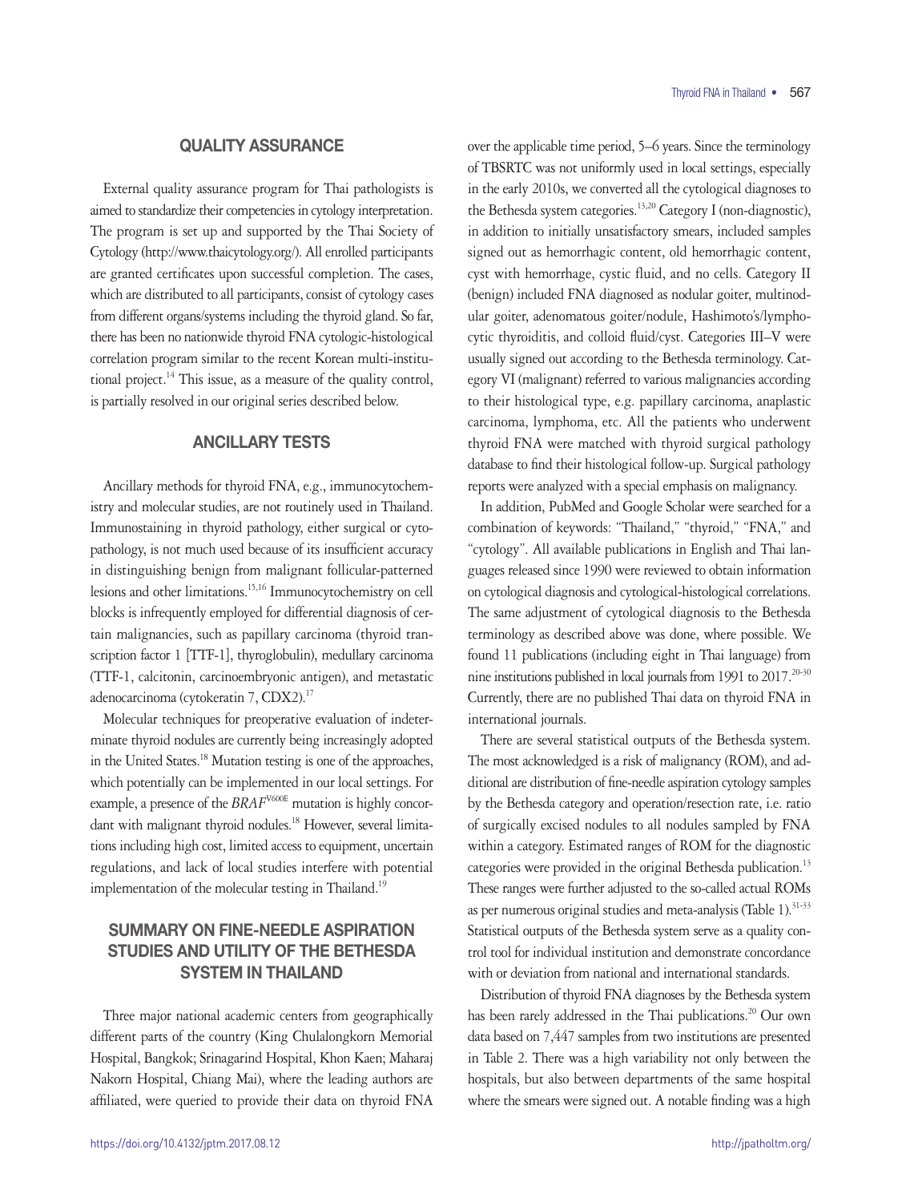## QUALITY ASSURANCE

External quality assurance program for Thai pathologists is aimed to standardize their competencies in cytology interpretation. The program is set up and supported by the Thai Society of Cytology (http://www.thaicytology.org/). All enrolled participants are granted certificates upon successful completion. The cases, which are distributed to all participants, consist of cytology cases from different organs/systems including the thyroid gland. So far, there has been no nationwide thyroid FNA cytologic-histological correlation program similar to the recent Korean multi-institutional project.[14] This issue, as a measure of the quality control, is partially resolved in our original series described below.

## ANCILLARY TESTS

Ancillary methods for thyroid FNA, e.g., immunocytochemistry and molecular studies, are not routinely used in Thailand. Immunostaining in thyroid pathology, either surgical or cytopathology, is not much used because of its insufficient accuracy in distinguishing benign from malignant follicular-patterned lesions and other limitations.[15,16] Immunocytochemistry on cell blocks is infrequently employed for differential diagnosis of certain malignancies, such as papillary carcinoma (thyroid transcription factor 1 [TTF-1], thyroglobulin), medullary carcinoma (TTF-1, calcitonin, carcinoembryonic antigen), and metastatic adenocarcinoma (cytokeratin 7, CDX2).[17]

Molecular techniques for preoperative evaluation of indeterminate thyroid nodules are currently being increasingly adopted in the United States.[18] Mutation testing is one of the approaches, which potentially can be implemented in our local settings. For example, a presence of the *BRAF*$^{V600E}$ mutation is highly concordant with malignant thyroid nodules.[18] However, several limitations including high cost, limited access to equipment, uncertain regulations, and lack of local studies interfere with potential implementation of the molecular testing in Thailand.[19]

## SUMMARY ON FINE-NEEDLE ASPIRATION STUDIES AND UTILITY OF THE BETHESDA SYSTEM IN THAILAND

Three major national academic centers from geographically different parts of the country (King Chulalongkorn Memorial Hospital, Bangkok; Srinagarind Hospital, Khon Kaen; Maharaj Nakorn Hospital, Chiang Mai), where the leading authors are affiliated, were queried to provide their data on thyroid FNA over the applicable time period, 5–6 years. Since the terminology of TBSRTC was not uniformly used in local settings, especially in the early 2010s, we converted all the cytological diagnoses to the Bethesda system categories.[13,20] Category I (non-diagnostic), in addition to initially unsatisfactory smears, included samples signed out as hemorrhagic content, old hemorrhagic content, cyst with hemorrhage, cystic fluid, and no cells. Category II (benign) included FNA diagnosed as nodular goiter, multinodular goiter, adenomatous goiter/nodule, Hashimoto's/lymphocytic thyroiditis, and colloid fluid/cyst. Categories III–V were usually signed out according to the Bethesda terminology. Category VI (malignant) referred to various malignancies according to their histological type, e.g. papillary carcinoma, anaplastic carcinoma, lymphoma, etc. All the patients who underwent thyroid FNA were matched with thyroid surgical pathology database to find their histological follow-up. Surgical pathology reports were analyzed with a special emphasis on malignancy.

In addition, PubMed and Google Scholar were searched for a combination of keywords: "Thailand," "thyroid," "FNA," and "cytology". All available publications in English and Thai languages released since 1990 were reviewed to obtain information on cytological diagnosis and cytological-histological correlations. The same adjustment of cytological diagnosis to the Bethesda terminology as described above was done, where possible. We found 11 publications (including eight in Thai language) from nine institutions published in local journals from 1991 to 2017.[20-30] Currently, there are no published Thai data on thyroid FNA in international journals.

There are several statistical outputs of the Bethesda system. The most acknowledged is a risk of malignancy (ROM), and additional are distribution of fine-needle aspiration cytology samples by the Bethesda category and operation/resection rate, i.e. ratio of surgically excised nodules to all nodules sampled by FNA within a category. Estimated ranges of ROM for the diagnostic categories were provided in the original Bethesda publication.[13] These ranges were further adjusted to the so-called actual ROMs as per numerous original studies and meta-analysis (Table 1).[31-33] Statistical outputs of the Bethesda system serve as a quality control tool for individual institution and demonstrate concordance with or deviation from national and international standards.

Distribution of thyroid FNA diagnoses by the Bethesda system has been rarely addressed in the Thai publications.[20] Our own data based on 7,447 samples from two institutions are presented in Table 2. There was a high variability not only between the hospitals, but also between departments of the same hospital where the smears were signed out. A notable finding was a high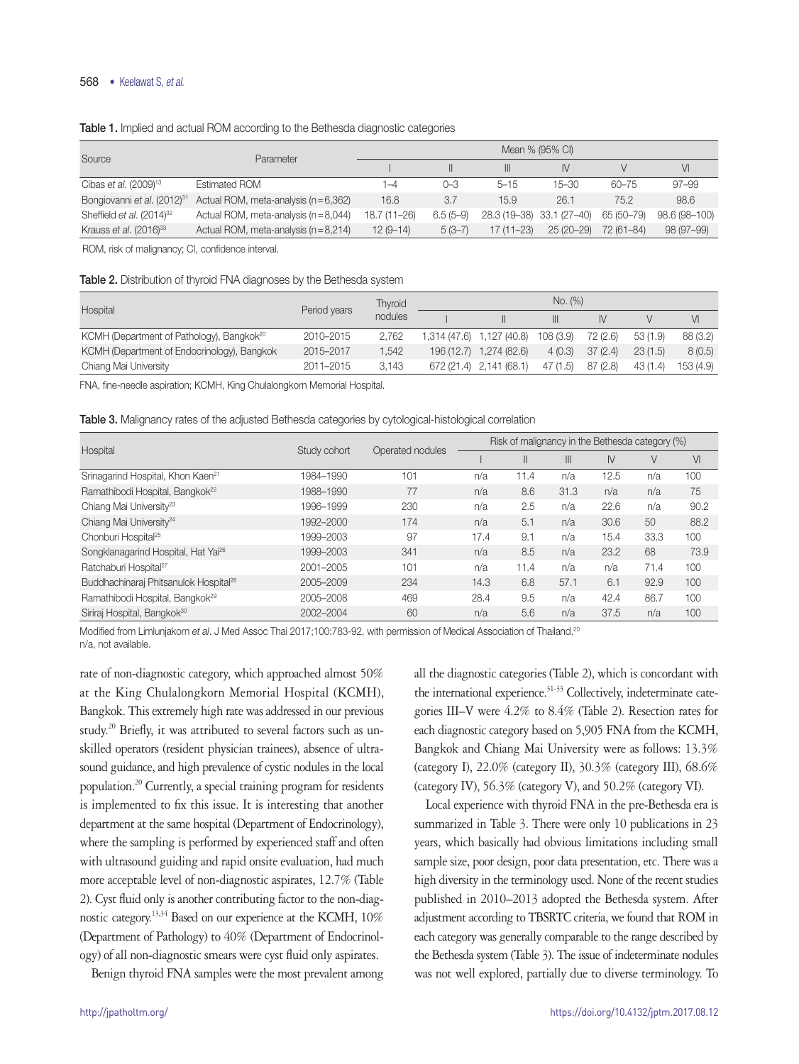Table 1. Implied and actual ROM according to the Bethesda diagnostic categories

| Source | Parameter | Mean % (95% CI) | | | | | |
|---|---|---|---|---|---|---|---|
| | | I | II | III | IV | V | VI |
| Cibas *et al.* (2009)[13] | Estimated ROM | 1–4 | 0–3 | 5–15 | 15–30 | 60–75 | 97–99 |
| Bongiovanni *et al.* (2012)[31] | Actual ROM, meta-analysis (n = 6,362) | 16.8 | 3.7 | 15.9 | 26.1 | 75.2 | 98.6 |
| Sheffield *et al.* (2014)[32] | Actual ROM, meta-analysis (n = 8,044) | 18.7 (11–26) | 6.5 (5–9) | 28.3 (19–38) | 33.1 (27–40) | 65 (50–79) | 98.6 (98–100) |
| Krauss *et al.* (2016)[33] | Actual ROM, meta-analysis (n = 8,214) | 12 (9–14) | 5 (3–7) | 17 (11–23) | 25 (20–29) | 72 (61–84) | 98 (97–99) |

ROM, risk of malignancy; CI, confidence interval.

Table 2. Distribution of thyroid FNA diagnoses by the Bethesda system

| Hospital | Period years | Thyroid nodules | No. (%) | | | | | |
|---|---|---|---|---|---|---|---|---|
| | | | I | II | III | IV | V | VI |
| KCMH (Department of Pathology), Bangkok[20] | 2010–2015 | 2,762 | 1,314 (47.6) | 1,127 (40.8) | 108 (3.9) | 72 (2.6) | 53 (1.9) | 88 (3.2) |
| KCMH (Department of Endocrinology), Bangkok | 2015–2017 | 1,542 | 196 (12.7) | 1,274 (82.6) | 4 (0.3) | 37 (2.4) | 23 (1.5) | 8 (0.5) |
| Chiang Mai University | 2011–2015 | 3,143 | 672 (21.4) | 2,141 (68.1) | 47 (1.5) | 87 (2.8) | 43 (1.4) | 153 (4.9) |

FNA, fine-needle aspiration; KCMH, King Chulalongkorn Memorial Hospital.

Table 3. Malignancy rates of the adjusted Bethesda categories by cytological-histological correlation

| Hospital | Study cohort | Operated nodules | Risk of malignancy in the Bethesda category (%) | | | | | |
|---|---|---|---|---|---|---|---|---|
| | | | I | II | III | IV | V | VI |
| Srinagarind Hospital, Khon Kaen[21] | 1984–1990 | 101 | n/a | 11.4 | n/a | 12.5 | n/a | 100 |
| Ramathibodi Hospital, Bangkok[22] | 1988–1990 | 77 | n/a | 8.6 | 31.3 | n/a | n/a | 75 |
| Chiang Mai University[23] | 1996–1999 | 230 | n/a | 2.5 | n/a | 22.6 | n/a | 90.2 |
| Chiang Mai University[24] | 1992–2000 | 174 | n/a | 5.1 | n/a | 30.6 | 50 | 88.2 |
| Chonburi Hospital[25] | 1999–2003 | 97 | 17.4 | 9.1 | n/a | 15.4 | 33.3 | 100 |
| Songklanagarind Hospital, Hat Yai[26] | 1999–2003 | 341 | n/a | 8.5 | n/a | 23.2 | 68 | 73.9 |
| Ratchaburi Hospital[27] | 2001–2005 | 101 | n/a | 11.4 | n/a | n/a | 71.4 | 100 |
| Buddhachinaraj Phitsanulok Hospital[28] | 2005–2009 | 234 | 14.3 | 6.8 | 57.1 | 6.1 | 92.9 | 100 |
| Ramathibodi Hospital, Bangkok[29] | 2005–2008 | 469 | 28.4 | 9.5 | n/a | 42.4 | 86.7 | 100 |
| Siriraj Hospital, Bangkok[30] | 2002–2004 | 60 | n/a | 5.6 | n/a | 37.5 | n/a | 100 |

Modified from Limlunjakorn *et al*. J Med Assoc Thai 2017;100:783-92, with permission of Medical Association of Thailand.[20]
n/a, not available.

rate of non-diagnostic category, which approached almost 50% at the King Chulalongkorn Memorial Hospital (KCMH), Bangkok. This extremely high rate was addressed in our previous study.[20] Briefly, it was attributed to several factors such as unskilled operators (resident physician trainees), absence of ultrasound guidance, and high prevalence of cystic nodules in the local population.[20] Currently, a special training program for residents is implemented to fix this issue. It is interesting that another department at the same hospital (Department of Endocrinology), where the sampling is performed by experienced staff and often with ultrasound guiding and rapid onsite evaluation, had much more acceptable level of non-diagnostic aspirates, 12.7% (Table 2). Cyst fluid only is another contributing factor to the non-diagnostic category.[13,34] Based on our experience at the KCMH, 10% (Department of Pathology) to 40% (Department of Endocrinology) of all non-diagnostic smears were cyst fluid only aspirates.

Benign thyroid FNA samples were the most prevalent among all the diagnostic categories (Table 2), which is concordant with the international experience.[31-33] Collectively, indeterminate categories III–V were 4.2% to 8.4% (Table 2). Resection rates for each diagnostic category based on 5,905 FNA from the KCMH, Bangkok and Chiang Mai University were as follows: 13.3% (category I), 22.0% (category II), 30.3% (category III), 68.6% (category IV), 56.3% (category V), and 50.2% (category VI).

Local experience with thyroid FNA in the pre-Bethesda era is summarized in Table 3. There were only 10 publications in 23 years, which basically had obvious limitations including small sample size, poor design, poor data presentation, etc. There was a high diversity in the terminology used. None of the recent studies published in 2010–2013 adopted the Bethesda system. After adjustment according to TBSRTC criteria, we found that ROM in each category was generally comparable to the range described by the Bethesda system (Table 3). The issue of indeterminate nodules was not well explored, partially due to diverse terminology. To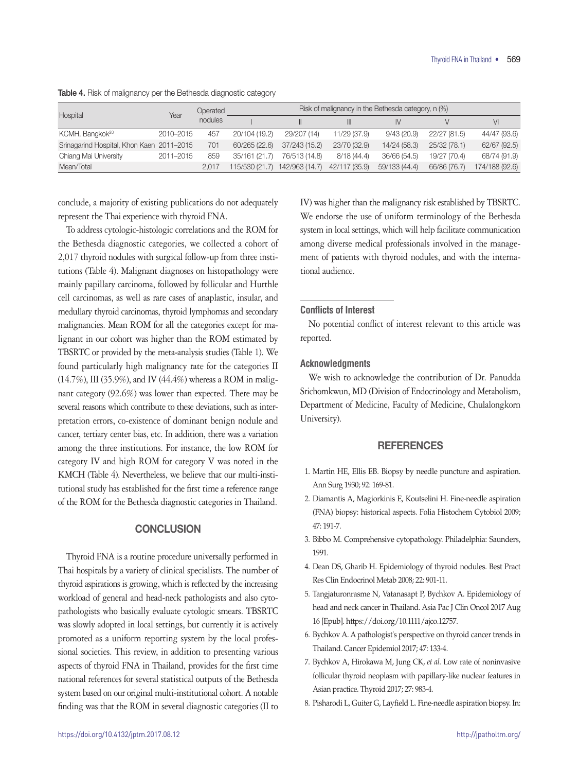Table 4. Risk of malignancy per the Bethesda diagnostic category

| Hospital | Year | Operated nodules | Risk of malignancy in the Bethesda category, n (%) | | | | | |
|---|---|---|---|---|---|---|---|---|
| | | | I | II | III | IV | V | VI |
| KCMH, Bangkok[20] | 2010–2015 | 457 | 20/104 (19.2) | 29/207 (14) | 11/29 (37.9) | 9/43 (20.9) | 22/27 (81.5) | 44/47 (93.6) |
| Srinagarind Hospital, Khon Kaen | 2011–2015 | 701 | 60/265 (22.6) | 37/243 (15.2) | 23/70 (32.9) | 14/24 (58.3) | 25/32 (78.1) | 62/67 (92.5) |
| Chiang Mai University | 2011–2015 | 859 | 35/161 (21.7) | 76/513 (14.8) | 8/18 (44.4) | 36/66 (54.5) | 19/27 (70.4) | 68/74 (91.9) |
| Mean/Total | | 2,017 | 115/530 (21.7) | 142/963 (14.7) | 42/117 (35.9) | 59/133 (44.4) | 66/86 (76.7) | 174/188 (92.6) |

conclude, a majority of existing publications do not adequately represent the Thai experience with thyroid FNA.

To address cytologic-histologic correlations and the ROM for the Bethesda diagnostic categories, we collected a cohort of 2,017 thyroid nodules with surgical follow-up from three institutions (Table 4). Malignant diagnoses on histopathology were mainly papillary carcinoma, followed by follicular and Hurthle cell carcinomas, as well as rare cases of anaplastic, insular, and medullary thyroid carcinomas, thyroid lymphomas and secondary malignancies. Mean ROM for all the categories except for malignant in our cohort was higher than the ROM estimated by TBSRTC or provided by the meta-analysis studies (Table 1). We found particularly high malignancy rate for the categories II (14.7%), III (35.9%), and IV (44.4%) whereas a ROM in malignant category (92.6%) was lower than expected. There may be several reasons which contribute to these deviations, such as interpretation errors, co-existence of dominant benign nodule and cancer, tertiary center bias, etc. In addition, there was a variation among the three institutions. For instance, the low ROM for category IV and high ROM for category V was noted in the KMCH (Table 4). Nevertheless, we believe that our multi-institutional study has established for the first time a reference range of the ROM for the Bethesda diagnostic categories in Thailand.

## CONCLUSION

Thyroid FNA is a routine procedure universally performed in Thai hospitals by a variety of clinical specialists. The number of thyroid aspirations is growing, which is reflected by the increasing workload of general and head-neck pathologists and also cytopathologists who basically evaluate cytologic smears. TBSRTC was slowly adopted in local settings, but currently it is actively promoted as a uniform reporting system by the local professional societies. This review, in addition to presenting various aspects of thyroid FNA in Thailand, provides for the first time national references for several statistical outputs of the Bethesda system based on our original multi-institutional cohort. A notable finding was that the ROM in several diagnostic categories (II to IV) was higher than the malignancy risk established by TBSRTC. We endorse the use of uniform terminology of the Bethesda system in local settings, which will help facilitate communication among diverse medical professionals involved in the management of patients with thyroid nodules, and with the international audience.

### Conflicts of Interest

No potential conflict of interest relevant to this article was reported.

### Acknowledgments

We wish to acknowledge the contribution of Dr. Panudda Srichomkwun, MD (Division of Endocrinology and Metabolism, Department of Medicine, Faculty of Medicine, Chulalongkorn University).

## REFERENCES

1. Martin HE, Ellis EB. Biopsy by needle puncture and aspiration. Ann Surg 1930; 92: 169-81.
2. Diamantis A, Magiorkinis E, Koutselini H. Fine-needle aspiration (FNA) biopsy: historical aspects. Folia Histochem Cytobiol 2009; 47: 191-7.
3. Bibbo M. Comprehensive cytopathology. Philadelphia: Saunders, 1991.
4. Dean DS, Gharib H. Epidemiology of thyroid nodules. Best Pract Res Clin Endocrinol Metab 2008; 22: 901-11.
5. Tangjaturonrasme N, Vatanasapt P, Bychkov A. Epidemiology of head and neck cancer in Thailand. Asia Pac J Clin Oncol 2017 Aug 16 [Epub]. https://doi.org/10.1111/ajco.12757.
6. Bychkov A. A pathologist's perspective on thyroid cancer trends in Thailand. Cancer Epidemiol 2017; 47: 133-4.
7. Bychkov A, Hirokawa M, Jung CK, *et al.* Low rate of noninvasive follicular thyroid neoplasm with papillary-like nuclear features in Asian practice. Thyroid 2017; 27: 983-4.
8. Pisharodi L, Guiter G, Layfield L. Fine-needle aspiration biopsy. In: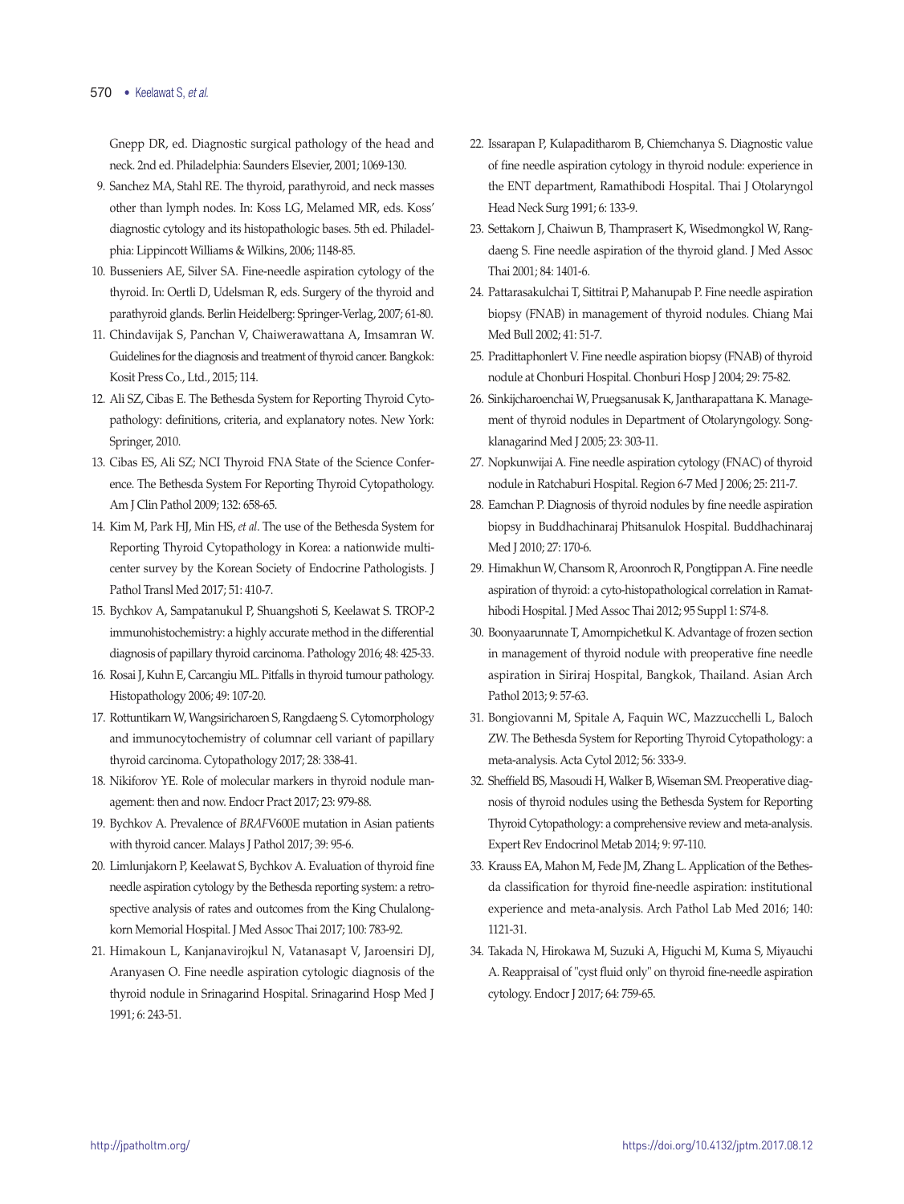Gnepp DR, ed. Diagnostic surgical pathology of the head and neck. 2nd ed. Philadelphia: Saunders Elsevier, 2001; 1069-130.

9. Sanchez MA, Stahl RE. The thyroid, parathyroid, and neck masses other than lymph nodes. In: Koss LG, Melamed MR, eds. Koss' diagnostic cytology and its histopathologic bases. 5th ed. Philadelphia: Lippincott Williams & Wilkins, 2006; 1148-85.
10. Busseniers AE, Silver SA. Fine-needle aspiration cytology of the thyroid. In: Oertli D, Udelsman R, eds. Surgery of the thyroid and parathyroid glands. Berlin Heidelberg: Springer-Verlag, 2007; 61-80.
11. Chindavijak S, Panchan V, Chaiwerawattana A, Imsamran W. Guidelines for the diagnosis and treatment of thyroid cancer. Bangkok: Kosit Press Co., Ltd., 2015; 114.
12. Ali SZ, Cibas E. The Bethesda System for Reporting Thyroid Cytopathology: definitions, criteria, and explanatory notes. New York: Springer, 2010.
13. Cibas ES, Ali SZ; NCI Thyroid FNA State of the Science Conference. The Bethesda System For Reporting Thyroid Cytopathology. Am J Clin Pathol 2009; 132: 658-65.
14. Kim M, Park HJ, Min HS, *et al*. The use of the Bethesda System for Reporting Thyroid Cytopathology in Korea: a nationwide multicenter survey by the Korean Society of Endocrine Pathologists. J Pathol Transl Med 2017; 51: 410-7.
15. Bychkov A, Sampatanukul P, Shuangshoti S, Keelawat S. TROP-2 immunohistochemistry: a highly accurate method in the differential diagnosis of papillary thyroid carcinoma. Pathology 2016; 48: 425-33.
16. Rosai J, Kuhn E, Carcangiu ML. Pitfalls in thyroid tumour pathology. Histopathology 2006; 49: 107-20.
17. Rottuntikarn W, Wangsiricharoen S, Rangdaeng S. Cytomorphology and immunocytochemistry of columnar cell variant of papillary thyroid carcinoma. Cytopathology 2017; 28: 338-41.
18. Nikiforov YE. Role of molecular markers in thyroid nodule management: then and now. Endocr Pract 2017; 23: 979-88.
19. Bychkov A. Prevalence of *BRAF*V600E mutation in Asian patients with thyroid cancer. Malays J Pathol 2017; 39: 95-6.
20. Limlunjakorn P, Keelawat S, Bychkov A. Evaluation of thyroid fine needle aspiration cytology by the Bethesda reporting system: a retrospective analysis of rates and outcomes from the King Chulalongkorn Memorial Hospital. J Med Assoc Thai 2017; 100: 783-92.
21. Himakoun L, Kanjanavirojkul N, Vatanasapt V, Jaroensiri DJ, Aranyasen O. Fine needle aspiration cytologic diagnosis of the thyroid nodule in Srinagarind Hospital. Srinagarind Hosp Med J 1991; 6: 243-51.
22. Issarapan P, Kulapaditharom B, Chiemchanya S. Diagnostic value of fine needle aspiration cytology in thyroid nodule: experience in the ENT department, Ramathibodi Hospital. Thai J Otolaryngol Head Neck Surg 1991; 6: 133-9.
23. Settakorn J, Chaiwun B, Thamprasert K, Wisedmongkol W, Rangdaeng S. Fine needle aspiration of the thyroid gland. J Med Assoc Thai 2001; 84: 1401-6.
24. Pattarasakulchai T, Sittitrai P, Mahanupab P. Fine needle aspiration biopsy (FNAB) in management of thyroid nodules. Chiang Mai Med Bull 2002; 41: 51-7.
25. Pradittaphonlert V. Fine needle aspiration biopsy (FNAB) of thyroid nodule at Chonburi Hospital. Chonburi Hosp J 2004; 29: 75-82.
26. Sinkijcharoenchai W, Pruegsanusak K, Jantharapattana K. Management of thyroid nodules in Department of Otolaryngology. Songklanagarind Med J 2005; 23: 303-11.
27. Nopkunwijai A. Fine needle aspiration cytology (FNAC) of thyroid nodule in Ratchaburi Hospital. Region 6-7 Med J 2006; 25: 211-7.
28. Eamchan P. Diagnosis of thyroid nodules by fine needle aspiration biopsy in Buddhachinaraj Phitsanulok Hospital. Buddhachinaraj Med J 2010; 27: 170-6.
29. Himakhun W, Chansom R, Aroonroch R, Pongtippan A. Fine needle aspiration of thyroid: a cyto-histopathological correlation in Ramathibodi Hospital. J Med Assoc Thai 2012; 95 Suppl 1: S74-8.
30. Boonyaarunnate T, Amornpichetkul K. Advantage of frozen section in management of thyroid nodule with preoperative fine needle aspiration in Siriraj Hospital, Bangkok, Thailand. Asian Arch Pathol 2013; 9: 57-63.
31. Bongiovanni M, Spitale A, Faquin WC, Mazzucchelli L, Baloch ZW. The Bethesda System for Reporting Thyroid Cytopathology: a meta-analysis. Acta Cytol 2012; 56: 333-9.
32. Sheffield BS, Masoudi H, Walker B, Wiseman SM. Preoperative diagnosis of thyroid nodules using the Bethesda System for Reporting Thyroid Cytopathology: a comprehensive review and meta-analysis. Expert Rev Endocrinol Metab 2014; 9: 97-110.
33. Krauss EA, Mahon M, Fede JM, Zhang L. Application of the Bethesda classification for thyroid fine-needle aspiration: institutional experience and meta-analysis. Arch Pathol Lab Med 2016; 140: 1121-31.
34. Takada N, Hirokawa M, Suzuki A, Higuchi M, Kuma S, Miyauchi A. Reappraisal of "cyst fluid only" on thyroid fine-needle aspiration cytology. Endocr J 2017; 64: 759-65.